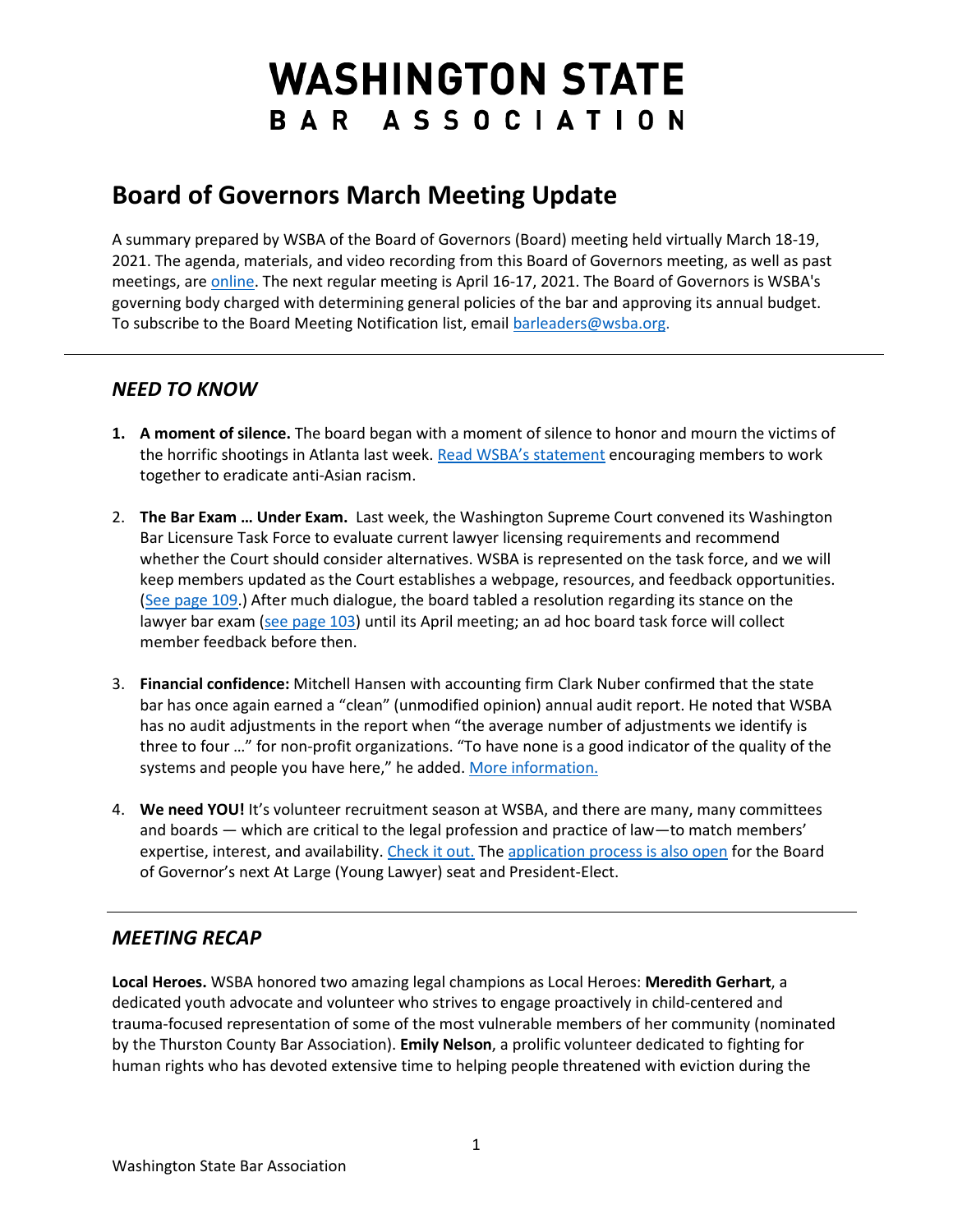# WASHINGTON STATE
# BAR ASSOCIATION

## Board of Governors March Meeting Update

A summary prepared by WSBA of the Board of Governors (Board) meeting held virtually March 18-19, 2021. The agenda, materials, and video recording from this Board of Governors meeting, as well as past meetings, are online. The next regular meeting is April 16-17, 2021. The Board of Governors is WSBA's governing body charged with determining general policies of the bar and approving its annual budget. To subscribe to the Board Meeting Notification list, email barleaders@wsba.org.

---

### *NEED TO KNOW*

1. **A moment of silence.** The board began with a moment of silence to honor and mourn the victims of the horrific shootings in Atlanta last week. Read WSBA's statement encouraging members to work together to eradicate anti-Asian racism.

2. **The Bar Exam … Under Exam.** Last week, the Washington Supreme Court convened its Washington Bar Licensure Task Force to evaluate current lawyer licensing requirements and recommend whether the Court should consider alternatives. WSBA is represented on the task force, and we will keep members updated as the Court establishes a webpage, resources, and feedback opportunities. (See page 109.) After much dialogue, the board tabled a resolution regarding its stance on the lawyer bar exam (see page 103) until its April meeting; an ad hoc board task force will collect member feedback before then.

3. **Financial confidence:** Mitchell Hansen with accounting firm Clark Nuber confirmed that the state bar has once again earned a "clean" (unmodified opinion) annual audit report. He noted that WSBA has no audit adjustments in the report when "the average number of adjustments we identify is three to four …" for non-profit organizations. "To have none is a good indicator of the quality of the systems and people you have here," he added. More information.

4. **We need YOU!** It's volunteer recruitment season at WSBA, and there are many, many committees and boards — which are critical to the legal profession and practice of law—to match members' expertise, interest, and availability. Check it out. The application process is also open for the Board of Governor's next At Large (Young Lawyer) seat and President-Elect.

---

### *MEETING RECAP*

**Local Heroes.** WSBA honored two amazing legal champions as Local Heroes: **Meredith Gerhart**, a dedicated youth advocate and volunteer who strives to engage proactively in child-centered and trauma-focused representation of some of the most vulnerable members of her community (nominated by the Thurston County Bar Association). **Emily Nelson**, a prolific volunteer dedicated to fighting for human rights who has devoted extensive time to helping people threatened with eviction during the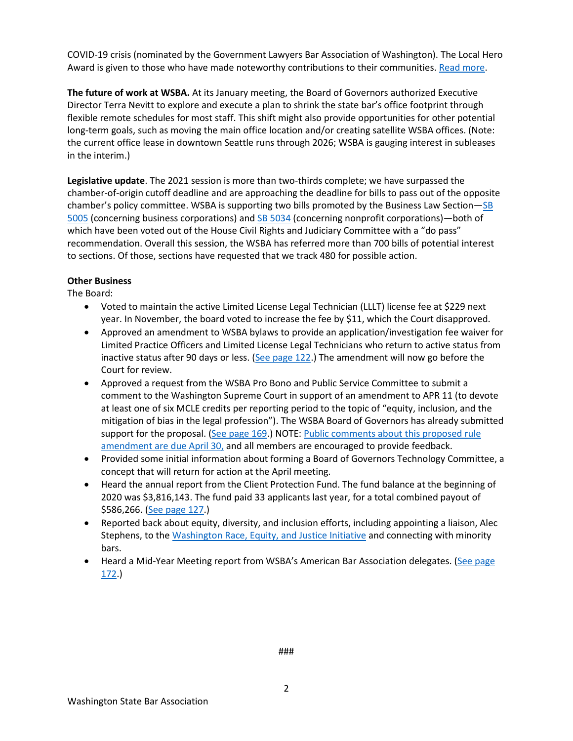COVID-19 crisis (nominated by the Government Lawyers Bar Association of Washington). The Local Hero Award is given to those who have made noteworthy contributions to their communities. Read more.

**The future of work at WSBA.** At its January meeting, the Board of Governors authorized Executive Director Terra Nevitt to explore and execute a plan to shrink the state bar's office footprint through flexible remote schedules for most staff. This shift might also provide opportunities for other potential long-term goals, such as moving the main office location and/or creating satellite WSBA offices. (Note: the current office lease in downtown Seattle runs through 2026; WSBA is gauging interest in subleases in the interim.)

**Legislative update**. The 2021 session is more than two-thirds complete; we have surpassed the chamber-of-origin cutoff deadline and are approaching the deadline for bills to pass out of the opposite chamber's policy committee. WSBA is supporting two bills promoted by the Business Law Section—SB 5005 (concerning business corporations) and SB 5034 (concerning nonprofit corporations)—both of which have been voted out of the House Civil Rights and Judiciary Committee with a "do pass" recommendation. Overall this session, the WSBA has referred more than 700 bills of potential interest to sections. Of those, sections have requested that we track 480 for possible action.

**Other Business**

The Board:

- Voted to maintain the active Limited License Legal Technician (LLLT) license fee at $229 next year. In November, the board voted to increase the fee by $11, which the Court disapproved.
- Approved an amendment to WSBA bylaws to provide an application/investigation fee waiver for Limited Practice Officers and Limited License Legal Technicians who return to active status from inactive status after 90 days or less. (See page 122.) The amendment will now go before the Court for review.
- Approved a request from the WSBA Pro Bono and Public Service Committee to submit a comment to the Washington Supreme Court in support of an amendment to APR 11 (to devote at least one of six MCLE credits per reporting period to the topic of "equity, inclusion, and the mitigation of bias in the legal profession"). The WSBA Board of Governors has already submitted support for the proposal. (See page 169.) NOTE: Public comments about this proposed rule amendment are due April 30, and all members are encouraged to provide feedback.
- Provided some initial information about forming a Board of Governors Technology Committee, a concept that will return for action at the April meeting.
- Heard the annual report from the Client Protection Fund. The fund balance at the beginning of 2020 was $3,816,143. The fund paid 33 applicants last year, for a total combined payout of $586,266. (See page 127.)
- Reported back about equity, diversity, and inclusion efforts, including appointing a liaison, Alec Stephens, to the Washington Race, Equity, and Justice Initiative and connecting with minority bars.
- Heard a Mid-Year Meeting report from WSBA's American Bar Association delegates. (See page 172.)

###